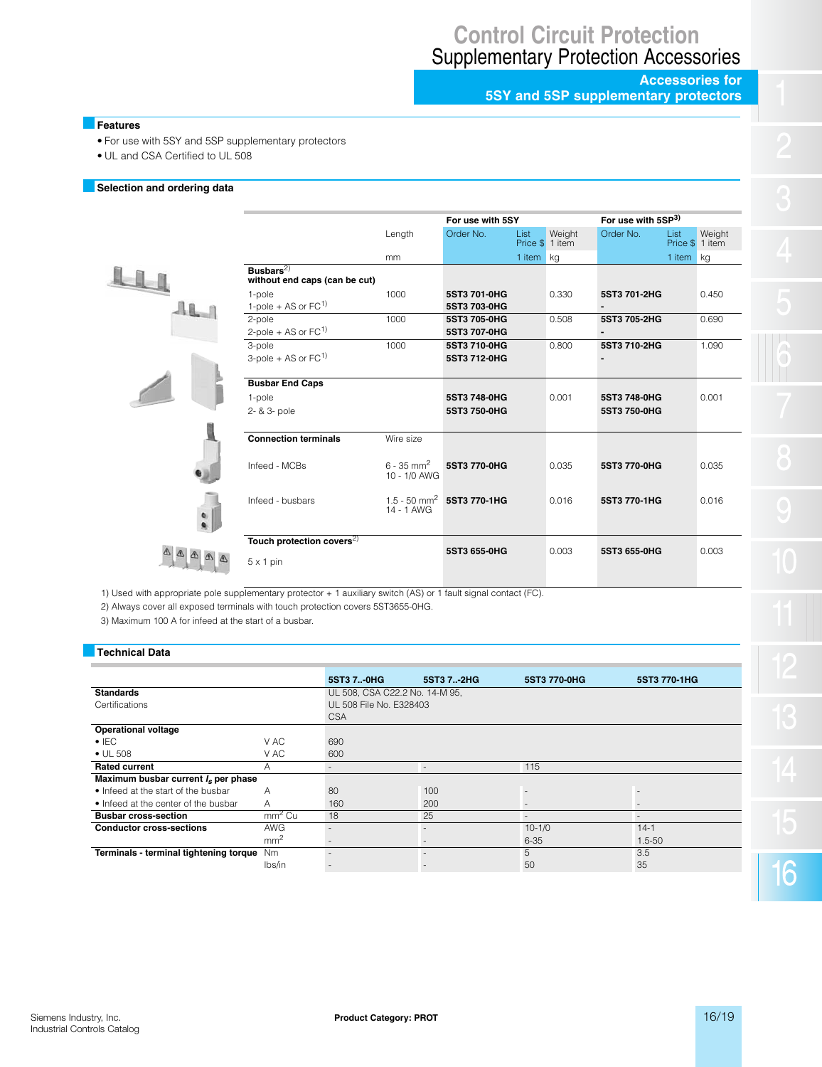# Control Circuit Protection
## Supplementary Protection Accessories
### Accessories for 5SY and 5SP supplementary protectors

## Features

- For use with 5SY and 5SP supplementary protectors
- UL and CSA Certified to UL 508

## Selection and ordering data

| | Length | For use with 5SY | | | For use with 5SP[3] | | |
|---|---|---|---|---|---|---|---|
| | | Order No. | List Price $ | Weight 1 item | Order No. | List Price $ | Weight 1 item |
| | mm | | 1 item | kg | | 1 item | kg |
| **Busbars**[2) ] **without end caps (can be cut)** | | | | | | | |
| 1-pole | 1000 | **5ST3 701-0HG** | | 0.330 | **5ST3 701-2HG** | | 0.450 |
| 1-pole + AS or FC[1)] | | **5ST3 703-0HG** | | | **-** | | |
| 2-pole | 1000 | **5ST3 705-0HG** | | 0.508 | **5ST3 705-2HG** | | 0.690 |
| 2-pole + AS or FC[1)] | | **5ST3 707-0HG** | | | **-** | | |
| 3-pole | 1000 | **5ST3 710-0HG** | | 0.800 | **5ST3 710-2HG** | | 1.090 |
| 3-pole + AS or FC[1)] | | **5ST3 712-0HG** | | | **-** | | |
| **Busbar End Caps** | | | | | | | |
| 1-pole | | **5ST3 748-0HG** | | 0.001 | **5ST3 748-0HG** | | 0.001 |
| 2- & 3- pole | | **5ST3 750-0HG** | | | **5ST3 750-0HG** | | |
| **Connection terminals** | Wire size | | | | | | |
| Infeed - MCBs | 6 - 35 $mm^2$ 10 - 1/0 AWG | **5ST3 770-0HG** | | 0.035 | **5ST3 770-0HG** | | 0.035 |
| Infeed - busbars | 1.5 - 50 $mm^2$ 14 - 1 AWG | **5ST3 770-1HG** | | 0.016 | **5ST3 770-1HG** | | 0.016 |
| **Touch protection covers**[2)] | | | | | | | |
| 5 x 1 pin | | **5ST3 655-0HG** | | 0.003 | **5ST3 655-0HG** | | 0.003 |

1) Used with appropriate pole supplementary protector + 1 auxiliary switch (AS) or 1 fault signal contact (FC).

2) Always cover all exposed terminals with touch protection covers 5ST3655-0HG.

3) Maximum 100 A for infeed at the start of a busbar.

## Technical Data

| | | 5ST3 7..-0HG | 5ST3 7..-2HG | 5ST3 770-0HG | 5ST3 770-1HG |
|---|---|---|---|---|---|
| **Standards** Certifications | | UL 508, CSA C22.2 No. 14-M 95, UL 508 File No. E328403 CSA | | | |
| **Operational voltage** | | | | | |
| • IEC | V AC | 690 | | | |
| • UL 508 | V AC | 600 | | | |
| **Rated current** | A | - | - | 115 | |
| **Maximum busbar current $I_s$ per phase** | | | | | |
| • Infeed at the start of the busbar | A | 80 | 100 | - | - |
| • Infeed at the center of the busbar | A | 160 | 200 | - | - |
| **Busbar cross-section** | $mm^2$ Cu | 18 | 25 | - | - |
| **Conductor cross-sections** | AWG | - | - | 10-1/0 | 14-1 |
| | $mm^2$ | - | - | 6-35 | 1.5-50 |
| **Terminals - terminal tightening torque** | Nm | - | - | 5 | 3.5 |
| | lbs/in | - | - | 50 | 35 |

Siemens Industry, Inc.
Industrial Controls Catalog

**Product Category: PROT**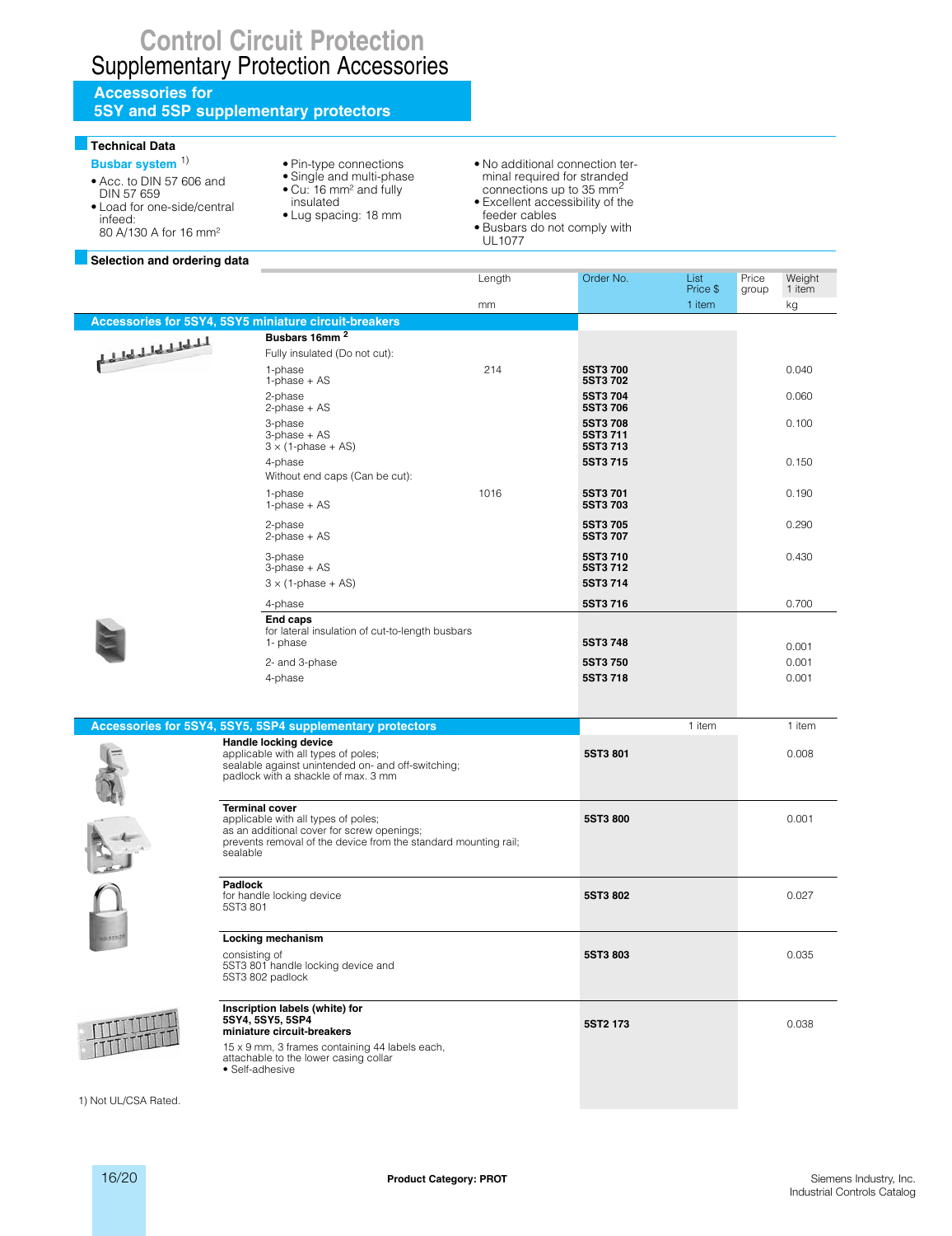# Control Circuit Protection
## Supplementary Protection Accessories

### Accessories for 5SY and 5SP supplementary protectors

#### Technical Data

**Busbar system** [1]

- Acc. to DIN 57 606 and DIN 57 659
- Load for one-side/central infeed: 80 A/130 A for 16 mm²
- Pin-type connections
- Single and multi-phase
- Cu: 16 mm² and fully insulated
- Lug spacing: 18 mm
- No additional connection terminal required for stranded connections up to 35 mm²
- Excellent accessibility of the feeder cables
- Busbars do not comply with UL1077

#### Selection and ordering data

| | Length | Order No. | List Price $ | Price group | Weight 1 item |
|---|---|---|---|---|---|
| | mm | | 1 item | | kg |
| **Accessories for 5SY4, 5SY5 miniature circuit-breakers** | | | | | |
| **Busbars 16mm [2]** | | | | | |
| Fully insulated (Do not cut): | | | | | |
| 1-phase | 214 | **5ST3 700** | | | 0.040 |
| 1-phase + AS | | **5ST3 702** | | | |
| 2-phase | | **5ST3 704** | | | 0.060 |
| 2-phase + AS | | **5ST3 706** | | | |
| 3-phase | | **5ST3 708** | | | 0.100 |
| 3-phase + AS | | **5ST3 711** | | | |
| 3 × (1-phase + AS) | | **5ST3 713** | | | |
| 4-phase | | **5ST3 715** | | | 0.150 |
| Without end caps (Can be cut): | | | | | |
| 1-phase | 1016 | **5ST3 701** | | | 0.190 |
| 1-phase + AS | | **5ST3 703** | | | |
| 2-phase | | **5ST3 705** | | | 0.290 |
| 2-phase + AS | | **5ST3 707** | | | |
| 3-phase | | **5ST3 710** | | | 0.430 |
| 3-phase + AS | | **5ST3 712** | | | |
| 3 × (1-phase + AS) | | **5ST3 714** | | | |
| 4-phase | | **5ST3 716** | | | 0.700 |
| **End caps** for lateral insulation of cut-to-length busbars | | | | | |
| 1- phase | | **5ST3 748** | | | 0.001 |
| 2- and 3-phase | | **5ST3 750** | | | 0.001 |
| 4-phase | | **5ST3 718** | | | 0.001 |
| **Accessories for 5SY4, 5SY5, 5SP4 supplementary protectors** | | | 1 item | | 1 item |
| **Handle locking device** applicable with all types of poles; sealable against unintended on- and off-switching; padlock with a shackle of max. 3 mm | | **5ST3 801** | | | 0.008 |
| **Terminal cover** applicable with all types of poles; as an additional cover for screw openings; prevents removal of the device from the standard mounting rail; sealable | | **5ST3 800** | | | 0.001 |
| **Padlock** for handle locking device 5ST3 801 | | **5ST3 802** | | | 0.027 |
| **Locking mechanism** consisting of 5ST3 801 handle locking device and 5ST3 802 padlock | | **5ST3 803** | | | 0.035 |
| **Inscription labels (white) for 5SY4, 5SY5, 5SP4 miniature circuit-breakers** 15 x 9 mm, 3 frames containing 44 labels each, attachable to the lower casing collar • Self-adhesive | | **5ST2 173** | | | 0.038 |

1) Not UL/CSA Rated.

Product Category: PROT

Siemens Industry, Inc.
Industrial Controls Catalog